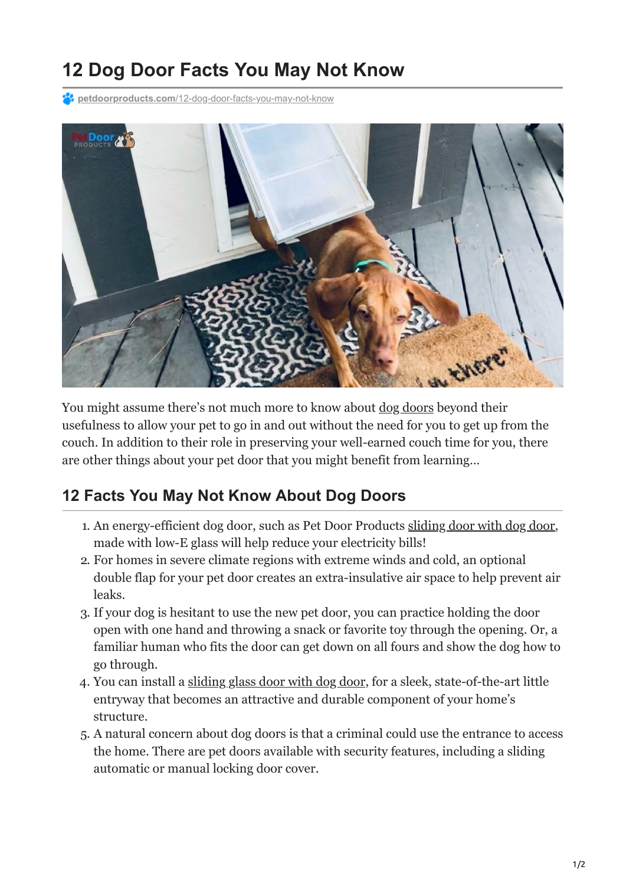# 12 Dog Door Facts You May Not Know

petdoorproducts.com/12-dog-door-facts-you-may-not-know

You might assume there's not much more to know about dog doors beyond their usefulness to allow your pet to go in and out without the need for you to get up from the couch. In addition to their role in preserving your well-earned couch time for you, there are other things about your pet door that you might benefit from learning…

## 12 Facts You May Not Know About Dog Doors

1. An energy-efficient dog door, such as Pet Door Products sliding door with dog door, made with low-E glass will help reduce your electricity bills!
2. For homes in severe climate regions with extreme winds and cold, an optional double flap for your pet door creates an extra-insulative air space to help prevent air leaks.
3. If your dog is hesitant to use the new pet door, you can practice holding the door open with one hand and throwing a snack or favorite toy through the opening. Or, a familiar human who fits the door can get down on all fours and show the dog how to go through.
4. You can install a sliding glass door with dog door, for a sleek, state-of-the-art little entryway that becomes an attractive and durable component of your home's structure.
5. A natural concern about dog doors is that a criminal could use the entrance to access the home. There are pet doors available with security features, including a sliding automatic or manual locking door cover.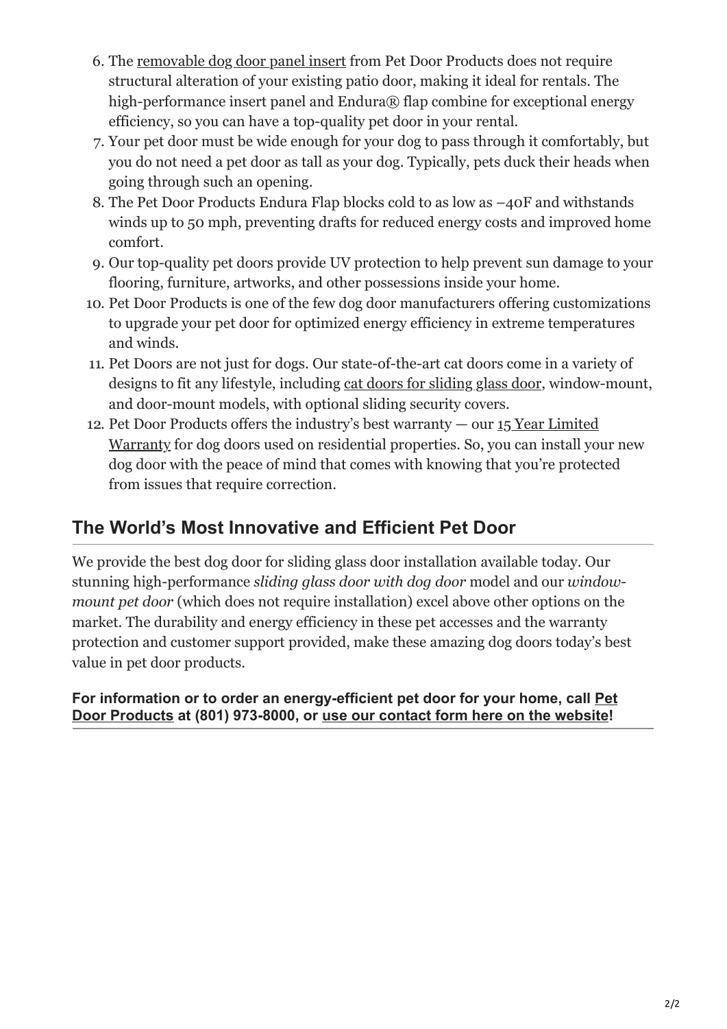6. The removable dog door panel insert from Pet Door Products does not require structural alteration of your existing patio door, making it ideal for rentals. The high-performance insert panel and Endura® flap combine for exceptional energy efficiency, so you can have a top-quality pet door in your rental.
7. Your pet door must be wide enough for your dog to pass through it comfortably, but you do not need a pet door as tall as your dog. Typically, pets duck their heads when going through such an opening.
8. The Pet Door Products Endura Flap blocks cold to as low as –40F and withstands winds up to 50 mph, preventing drafts for reduced energy costs and improved home comfort.
9. Our top-quality pet doors provide UV protection to help prevent sun damage to your flooring, furniture, artworks, and other possessions inside your home.
10. Pet Door Products is one of the few dog door manufacturers offering customizations to upgrade your pet door for optimized energy efficiency in extreme temperatures and winds.
11. Pet Doors are not just for dogs. Our state-of-the-art cat doors come in a variety of designs to fit any lifestyle, including cat doors for sliding glass door, window-mount, and door-mount models, with optional sliding security covers.
12. Pet Door Products offers the industry's best warranty — our 15 Year Limited Warranty for dog doors used on residential properties. So, you can install your new dog door with the peace of mind that comes with knowing that you're protected from issues that require correction.

## The World's Most Innovative and Efficient Pet Door

We provide the best dog door for sliding glass door installation available today. Our stunning high-performance *sliding glass door with dog door* model and our *window-mount pet door* (which does not require installation) excel above other options on the market. The durability and energy efficiency in these pet accesses and the warranty protection and customer support provided, make these amazing dog doors today's best value in pet door products.

**For information or to order an energy-efficient pet door for your home, call Pet Door Products at (801) 973-8000, or use our contact form here on the website!**